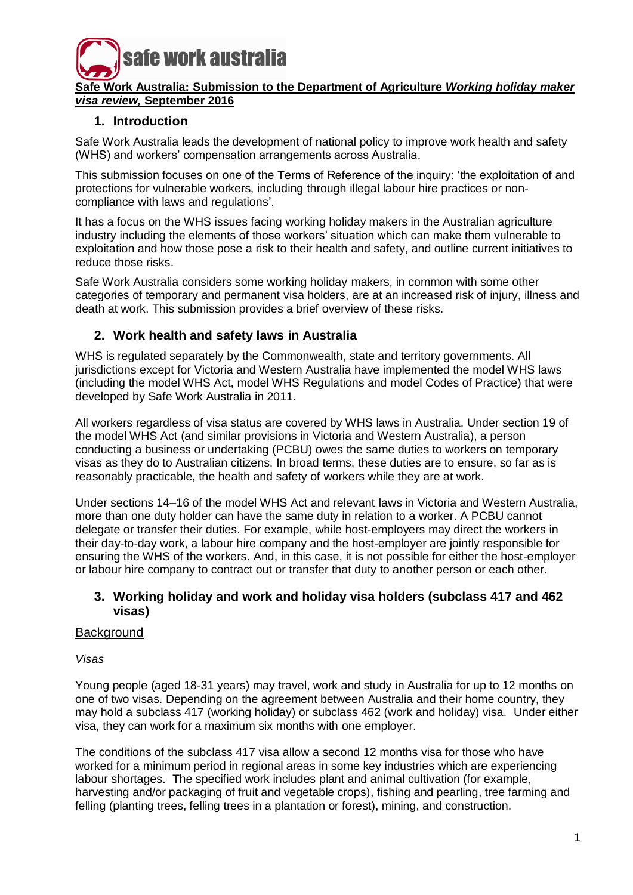**Safe Work Australia: Submission to the Department of Agriculture *Working holiday maker visa review*, September 2016**

## 1. Introduction

Safe Work Australia leads the development of national policy to improve work health and safety (WHS) and workers' compensation arrangements across Australia.

This submission focuses on one of the Terms of Reference of the inquiry: 'the exploitation of and protections for vulnerable workers, including through illegal labour hire practices or non-compliance with laws and regulations'.

It has a focus on the WHS issues facing working holiday makers in the Australian agriculture industry including the elements of those workers' situation which can make them vulnerable to exploitation and how those pose a risk to their health and safety, and outline current initiatives to reduce those risks.

Safe Work Australia considers some working holiday makers, in common with some other categories of temporary and permanent visa holders, are at an increased risk of injury, illness and death at work. This submission provides a brief overview of these risks.

## 2. Work health and safety laws in Australia

WHS is regulated separately by the Commonwealth, state and territory governments. All jurisdictions except for Victoria and Western Australia have implemented the model WHS laws (including the model WHS Act, model WHS Regulations and model Codes of Practice) that were developed by Safe Work Australia in 2011.

All workers regardless of visa status are covered by WHS laws in Australia. Under section 19 of the model WHS Act (and similar provisions in Victoria and Western Australia), a person conducting a business or undertaking (PCBU) owes the same duties to workers on temporary visas as they do to Australian citizens. In broad terms, these duties are to ensure, so far as is reasonably practicable, the health and safety of workers while they are at work.

Under sections 14–16 of the model WHS Act and relevant laws in Victoria and Western Australia, more than one duty holder can have the same duty in relation to a worker. A PCBU cannot delegate or transfer their duties. For example, while host-employers may direct the workers in their day-to-day work, a labour hire company and the host-employer are jointly responsible for ensuring the WHS of the workers. And, in this case, it is not possible for either the host-employer or labour hire company to contract out or transfer that duty to another person or each other.

## 3. Working holiday and work and holiday visa holders (subclass 417 and 462 visas)

### Background

*Visas*

Young people (aged 18-31 years) may travel, work and study in Australia for up to 12 months on one of two visas. Depending on the agreement between Australia and their home country, they may hold a subclass 417 (working holiday) or subclass 462 (work and holiday) visa. Under either visa, they can work for a maximum six months with one employer.

The conditions of the subclass 417 visa allow a second 12 months visa for those who have worked for a minimum period in regional areas in some key industries which are experiencing labour shortages. The specified work includes plant and animal cultivation (for example, harvesting and/or packaging of fruit and vegetable crops), fishing and pearling, tree farming and felling (planting trees, felling trees in a plantation or forest), mining, and construction.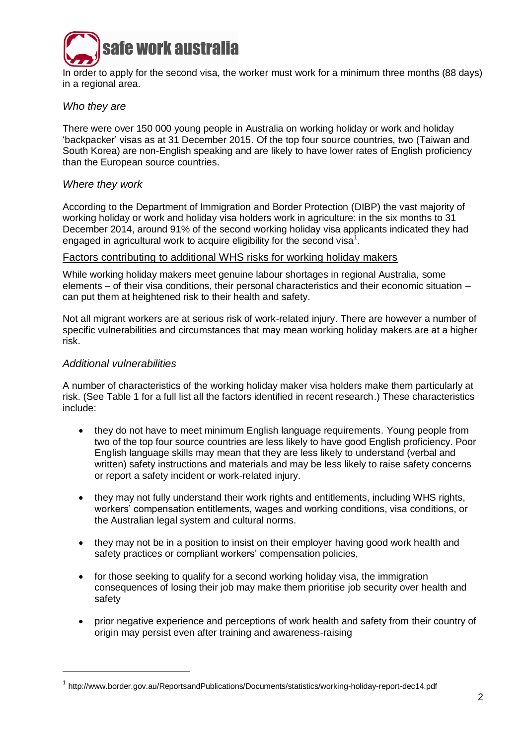In order to apply for the second visa, the worker must work for a minimum three months (88 days) in a regional area.

*Who they are*

There were over 150 000 young people in Australia on working holiday or work and holiday 'backpacker' visas as at 31 December 2015. Of the top four source countries, two (Taiwan and South Korea) are non-English speaking and are likely to have lower rates of English proficiency than the European source countries.

*Where they work*

According to the Department of Immigration and Border Protection (DIBP) the vast majority of working holiday or work and holiday visa holders work in agriculture: in the six months to 31 December 2014, around 91% of the second working holiday visa applicants indicated they had engaged in agricultural work to acquire eligibility for the second visa[1].

## Factors contributing to additional WHS risks for working holiday makers

While working holiday makers meet genuine labour shortages in regional Australia, some elements – of their visa conditions, their personal characteristics and their economic situation – can put them at heightened risk to their health and safety.

Not all migrant workers are at serious risk of work-related injury. There are however a number of specific vulnerabilities and circumstances that may mean working holiday makers are at a higher risk.

*Additional vulnerabilities*

A number of characteristics of the working holiday maker visa holders make them particularly at risk. (See Table 1 for a full list all the factors identified in recent research.) These characteristics include:

- they do not have to meet minimum English language requirements. Young people from two of the top four source countries are less likely to have good English proficiency. Poor English language skills may mean that they are less likely to understand (verbal and written) safety instructions and materials and may be less likely to raise safety concerns or report a safety incident or work-related injury.
- they may not fully understand their work rights and entitlements, including WHS rights, workers' compensation entitlements, wages and working conditions, visa conditions, or the Australian legal system and cultural norms.
- they may not be in a position to insist on their employer having good work health and safety practices or compliant workers' compensation policies,
- for those seeking to qualify for a second working holiday visa, the immigration consequences of losing their job may make them prioritise job security over health and safety
- prior negative experience and perceptions of work health and safety from their country of origin may persist even after training and awareness-raising

[1] http://www.border.gov.au/ReportsandPublications/Documents/statistics/working-holiday-report-dec14.pdf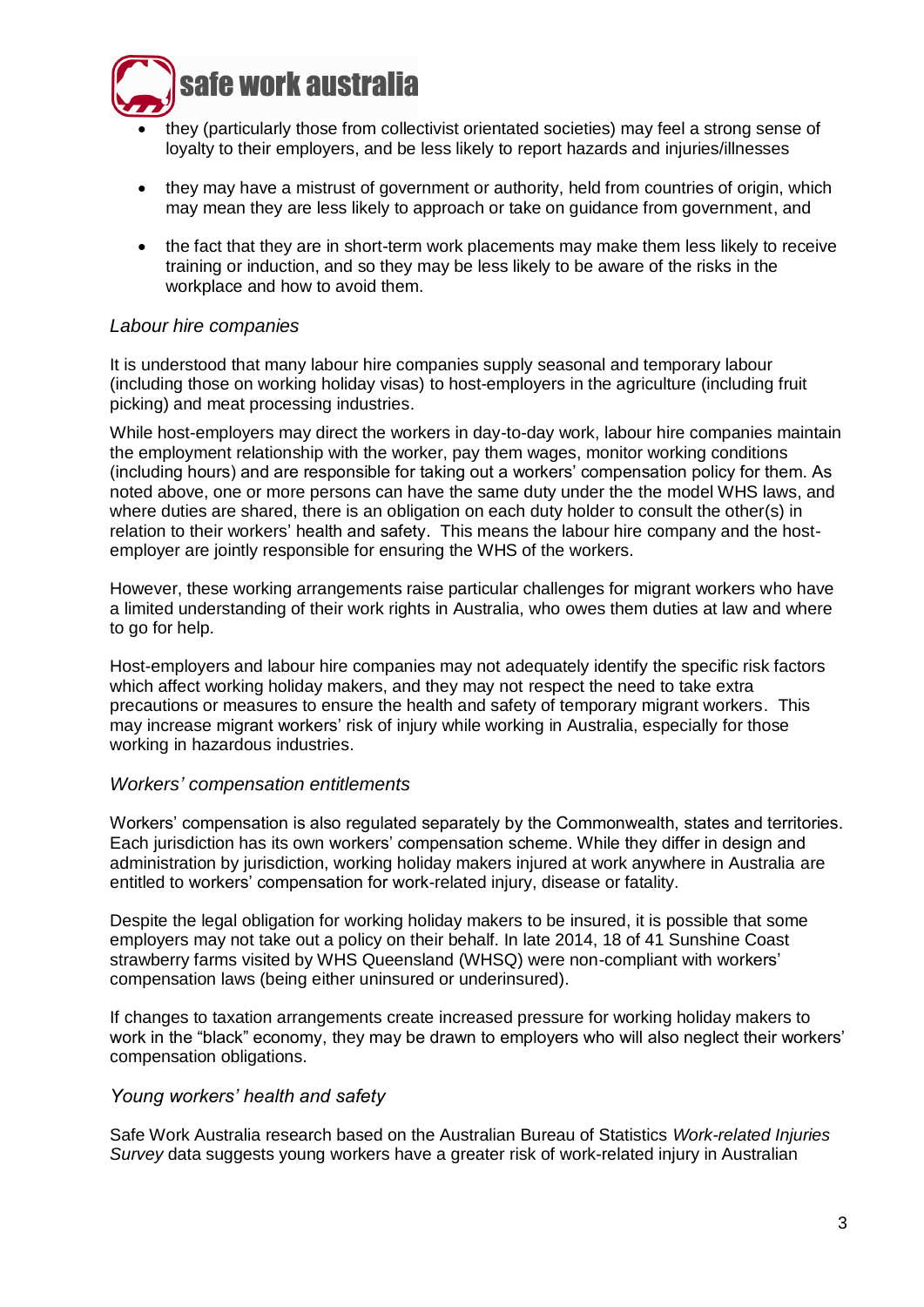- they (particularly those from collectivist orientated societies) may feel a strong sense of loyalty to their employers, and be less likely to report hazards and injuries/illnesses
- they may have a mistrust of government or authority, held from countries of origin, which may mean they are less likely to approach or take on guidance from government, and
- the fact that they are in short-term work placements may make them less likely to receive training or induction, and so they may be less likely to be aware of the risks in the workplace and how to avoid them.

*Labour hire companies*

It is understood that many labour hire companies supply seasonal and temporary labour (including those on working holiday visas) to host-employers in the agriculture (including fruit picking) and meat processing industries.

While host-employers may direct the workers in day-to-day work, labour hire companies maintain the employment relationship with the worker, pay them wages, monitor working conditions (including hours) and are responsible for taking out a workers' compensation policy for them. As noted above, one or more persons can have the same duty under the the model WHS laws, and where duties are shared, there is an obligation on each duty holder to consult the other(s) in relation to their workers' health and safety. This means the labour hire company and the host-employer are jointly responsible for ensuring the WHS of the workers.

However, these working arrangements raise particular challenges for migrant workers who have a limited understanding of their work rights in Australia, who owes them duties at law and where to go for help.

Host-employers and labour hire companies may not adequately identify the specific risk factors which affect working holiday makers, and they may not respect the need to take extra precautions or measures to ensure the health and safety of temporary migrant workers. This may increase migrant workers' risk of injury while working in Australia, especially for those working in hazardous industries.

*Workers' compensation entitlements*

Workers' compensation is also regulated separately by the Commonwealth, states and territories. Each jurisdiction has its own workers' compensation scheme. While they differ in design and administration by jurisdiction, working holiday makers injured at work anywhere in Australia are entitled to workers' compensation for work-related injury, disease or fatality.

Despite the legal obligation for working holiday makers to be insured, it is possible that some employers may not take out a policy on their behalf. In late 2014, 18 of 41 Sunshine Coast strawberry farms visited by WHS Queensland (WHSQ) were non-compliant with workers' compensation laws (being either uninsured or underinsured).

If changes to taxation arrangements create increased pressure for working holiday makers to work in the "black" economy, they may be drawn to employers who will also neglect their workers' compensation obligations.

*Young workers' health and safety*

Safe Work Australia research based on the Australian Bureau of Statistics *Work-related Injuries Survey* data suggests young workers have a greater risk of work-related injury in Australian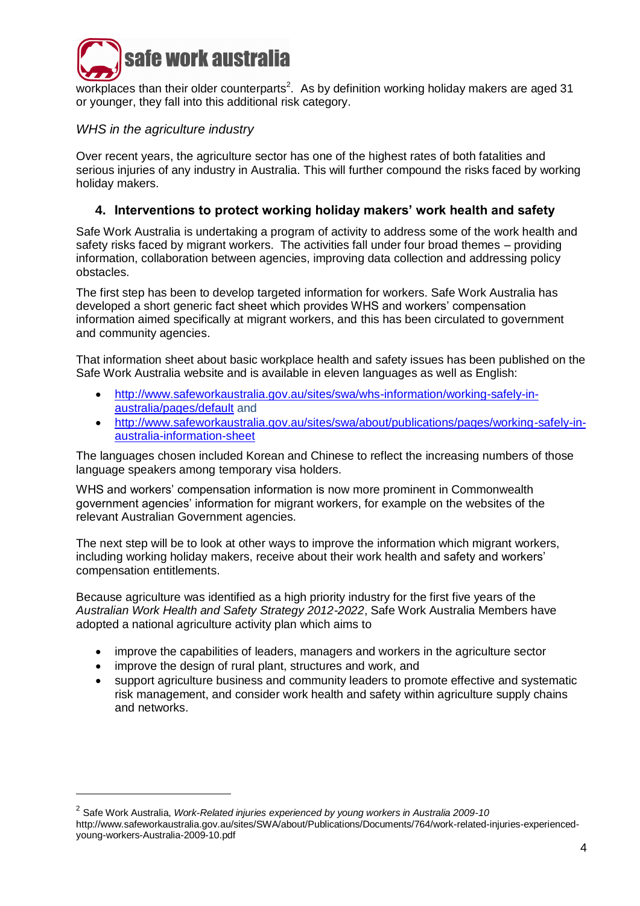workplaces than their older counterparts[2]. As by definition working holiday makers are aged 31 or younger, they fall into this additional risk category.

*WHS in the agriculture industry*

Over recent years, the agriculture sector has one of the highest rates of both fatalities and serious injuries of any industry in Australia. This will further compound the risks faced by working holiday makers.

## 4. Interventions to protect working holiday makers' work health and safety

Safe Work Australia is undertaking a program of activity to address some of the work health and safety risks faced by migrant workers. The activities fall under four broad themes – providing information, collaboration between agencies, improving data collection and addressing policy obstacles.

The first step has been to develop targeted information for workers. Safe Work Australia has developed a short generic fact sheet which provides WHS and workers' compensation information aimed specifically at migrant workers, and this has been circulated to government and community agencies.

That information sheet about basic workplace health and safety issues has been published on the Safe Work Australia website and is available in eleven languages as well as English:

- http://www.safeworkaustralia.gov.au/sites/swa/whs-information/working-safely-in-australia/pages/default and
- http://www.safeworkaustralia.gov.au/sites/swa/about/publications/pages/working-safely-in-australia-information-sheet

The languages chosen included Korean and Chinese to reflect the increasing numbers of those language speakers among temporary visa holders.

WHS and workers' compensation information is now more prominent in Commonwealth government agencies' information for migrant workers, for example on the websites of the relevant Australian Government agencies.

The next step will be to look at other ways to improve the information which migrant workers, including working holiday makers, receive about their work health and safety and workers' compensation entitlements.

Because agriculture was identified as a high priority industry for the first five years of the *Australian Work Health and Safety Strategy 2012-2022*, Safe Work Australia Members have adopted a national agriculture activity plan which aims to

- improve the capabilities of leaders, managers and workers in the agriculture sector
- improve the design of rural plant, structures and work, and
- support agriculture business and community leaders to promote effective and systematic risk management, and consider work health and safety within agriculture supply chains and networks.

---

[2] Safe Work Australia, *Work-Related injuries experienced by young workers in Australia 2009-10* http://www.safeworkaustralia.gov.au/sites/SWA/about/Publications/Documents/764/work-related-injuries-experienced-young-workers-Australia-2009-10.pdf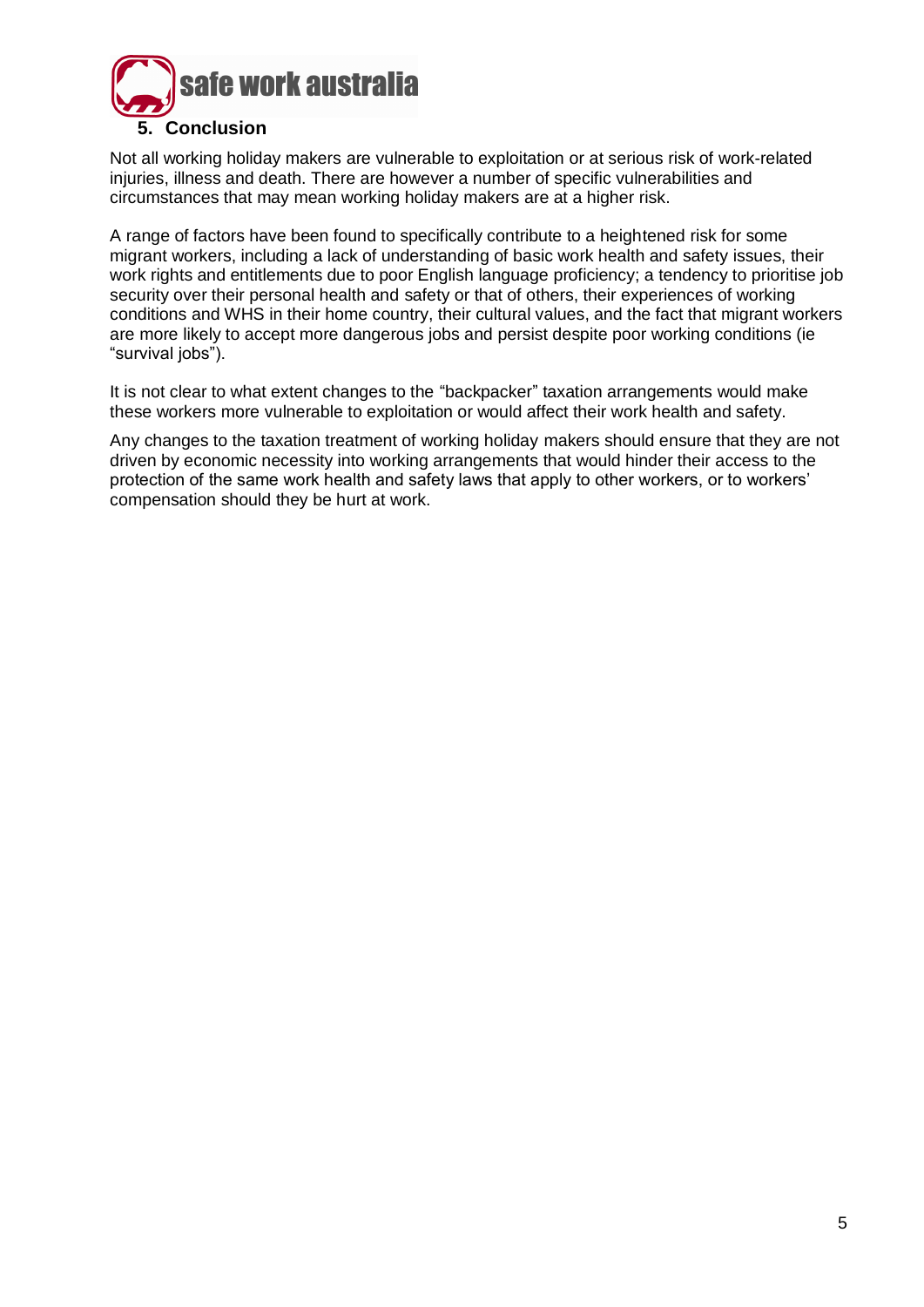## 5. Conclusion

Not all working holiday makers are vulnerable to exploitation or at serious risk of work-related injuries, illness and death. There are however a number of specific vulnerabilities and circumstances that may mean working holiday makers are at a higher risk.

A range of factors have been found to specifically contribute to a heightened risk for some migrant workers, including a lack of understanding of basic work health and safety issues, their work rights and entitlements due to poor English language proficiency; a tendency to prioritise job security over their personal health and safety or that of others, their experiences of working conditions and WHS in their home country, their cultural values, and the fact that migrant workers are more likely to accept more dangerous jobs and persist despite poor working conditions (ie "survival jobs").

It is not clear to what extent changes to the "backpacker" taxation arrangements would make these workers more vulnerable to exploitation or would affect their work health and safety.

Any changes to the taxation treatment of working holiday makers should ensure that they are not driven by economic necessity into working arrangements that would hinder their access to the protection of the same work health and safety laws that apply to other workers, or to workers' compensation should they be hurt at work.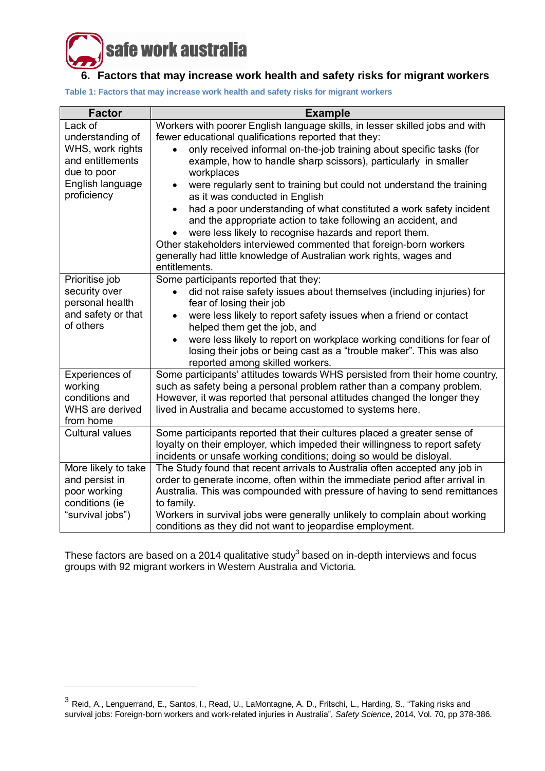## 6. Factors that may increase work health and safety risks for migrant workers

**Table 1: Factors that may increase work health and safety risks for migrant workers**

| Factor | Example |
|---|---|
| Lack of understanding of WHS, work rights and entitlements due to poor English language proficiency | Workers with poorer English language skills, in lesser skilled jobs and with fewer educational qualifications reported that they:<br>• only received informal on-the-job training about specific tasks (for example, how to handle sharp scissors), particularly in smaller workplaces<br>• were regularly sent to training but could not understand the training as it was conducted in English<br>• had a poor understanding of what constituted a work safety incident and the appropriate action to take following an accident, and<br>• were less likely to recognise hazards and report them.<br>Other stakeholders interviewed commented that foreign-born workers generally had little knowledge of Australian work rights, wages and entitlements. |
| Prioritise job security over personal health and safety or that of others | Some participants reported that they:<br>• did not raise safety issues about themselves (including injuries) for fear of losing their job<br>• were less likely to report safety issues when a friend or contact helped them get the job, and<br>• were less likely to report on workplace working conditions for fear of losing their jobs or being cast as a "trouble maker". This was also reported among skilled workers. |
| Experiences of working conditions and WHS are derived from home | Some participants' attitudes towards WHS persisted from their home country, such as safety being a personal problem rather than a company problem. However, it was reported that personal attitudes changed the longer they lived in Australia and became accustomed to systems here. |
| Cultural values | Some participants reported that their cultures placed a greater sense of loyalty on their employer, which impeded their willingness to report safety incidents or unsafe working conditions; doing so would be disloyal. |
| More likely to take and persist in poor working conditions (ie "survival jobs") | The Study found that recent arrivals to Australia often accepted any job in order to generate income, often within the immediate period after arrival in Australia. This was compounded with pressure of having to send remittances to family.<br>Workers in survival jobs were generally unlikely to complain about working conditions as they did not want to jeopardise employment. |

These factors are based on a 2014 qualitative study[3] based on in-depth interviews and focus groups with 92 migrant workers in Western Australia and Victoria.

[3] Reid, A., Lenguerrand, E., Santos, I., Read, U., LaMontagne, A. D., Fritschi, L., Harding, S., "Taking risks and survival jobs: Foreign-born workers and work-related injuries in Australia", *Safety Science*, 2014, Vol. 70, pp 378-386.